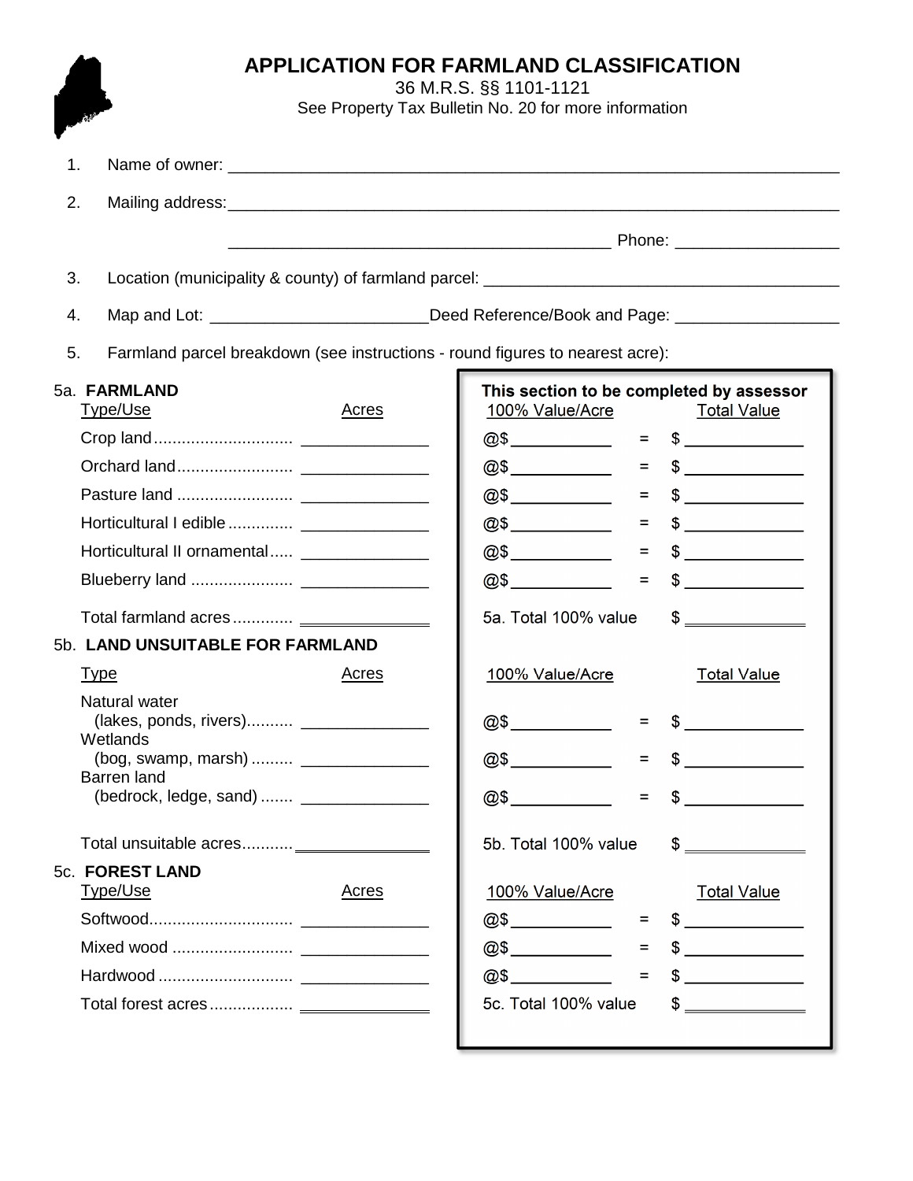# APPLICATION FOR FARMLAND CLASSIFICATION

36 M.R.S. §§ 1101-1121

See Property Tax Bulletin No. 20 for more information

1. Name of owner: ______________________________________________

2. Mailing address: ______________________________________________

   ______________________________ Phone: __________________

3. Location (municipality & county) of farmland parcel: ______________________________

4. Map and Lot: ________________________ Deed Reference/Book and Page: __________________

5. Farmland parcel breakdown (see instructions - round figures to nearest acre):

**This section to be completed by assessor** (100% Value/Acre and Total Value columns)

### 5a. FARMLAND

| Type/Use | Acres | 100% Value/Acre | | Total Value |
|---|---|---|---|---|
| Crop land | ______ | @$ ______ | = | $ ______ |
| Orchard land | ______ | @$ ______ | = | $ ______ |
| Pasture land | ______ | @$ ______ | = | $ ______ |
| Horticultural I edible | ______ | @$ ______ | = | $ ______ |
| Horticultural II ornamental | ______ | @$ ______ | = | $ ______ |
| Blueberry land | ______ | @$ ______ | = | $ ______ |
| Total farmland acres | ______ | 5a. Total 100% value | | $ ______ |

### 5b. LAND UNSUITABLE FOR FARMLAND

| Type | Acres | 100% Value/Acre | | Total Value |
|---|---|---|---|---|
| Natural water (lakes, ponds, rivers) | ______ | @$ ______ | = | $ ______ |
| Wetlands (bog, swamp, marsh) | ______ | @$ ______ | = | $ ______ |
| Barren land (bedrock, ledge, sand) | ______ | @$ ______ | = | $ ______ |
| Total unsuitable acres | ______ | 5b. Total 100% value | | $ ______ |

### 5c. FOREST LAND

| Type/Use | Acres | 100% Value/Acre | | Total Value |
|---|---|---|---|---|
| Softwood | ______ | @$ ______ | = | $ ______ |
| Mixed wood | ______ | @$ ______ | = | $ ______ |
| Hardwood | ______ | @$ ______ | = | $ ______ |
| Total forest acres | ______ | 5c. Total 100% value | | $ ______ |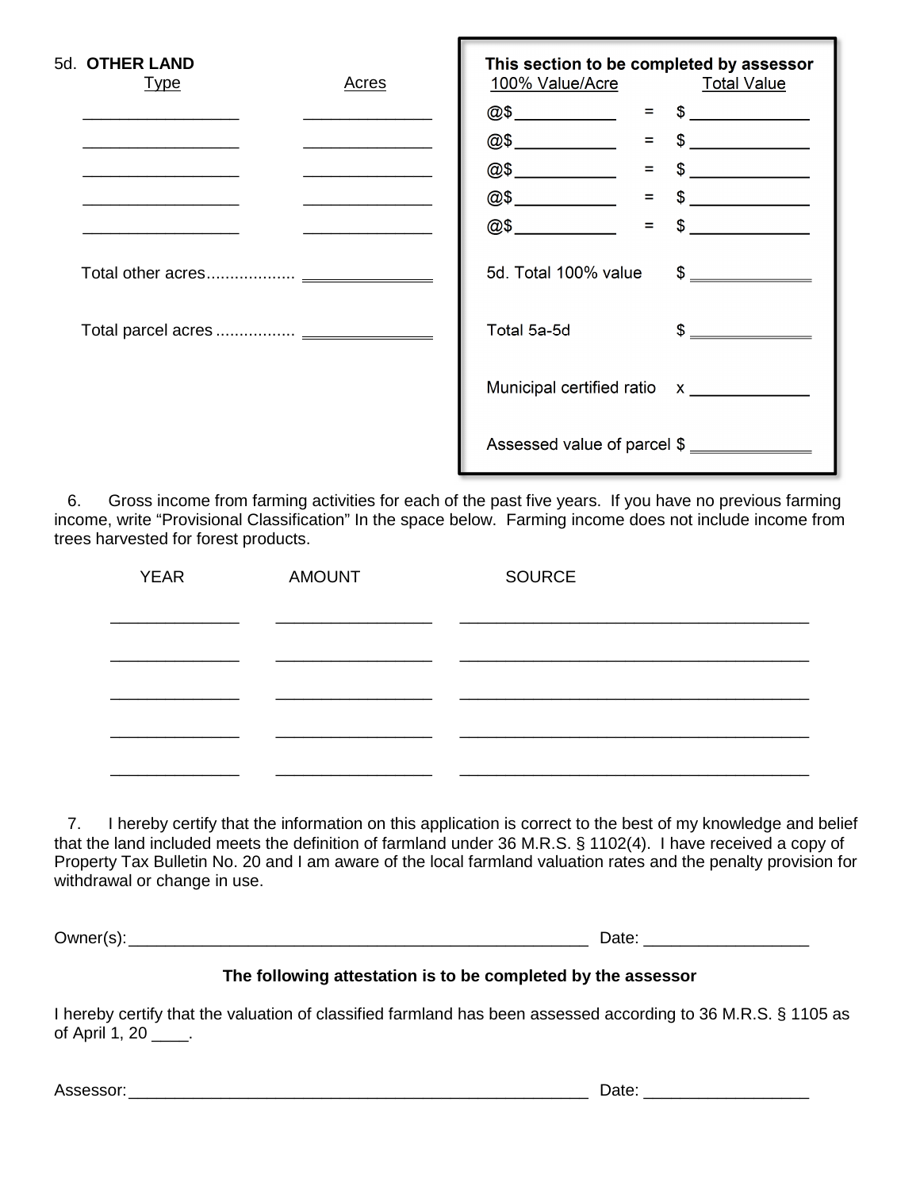5d. **OTHER LAND**

| Type | Acres | 100% Value/Acre | | Total Value |
|---|---|---|---|---|
| ________________ | _____________ | @$__________ | = | $ ____________ |
| ________________ | _____________ | @$__________ | = | $ ____________ |
| ________________ | _____________ | @$__________ | = | $ ____________ |
| ________________ | _____________ | @$__________ | = | $ ____________ |
| ________________ | _____________ | @$__________ | = | $ ____________ |

**This section to be completed by assessor**

Total other acres................... ______________ 5d. Total 100% value $ ____________

Total parcel acres ................. ______________ Total 5a-5d $ ____________

Municipal certified ratio x ____________

Assessed value of parcel $ ____________

6. Gross income from farming activities for each of the past five years. If you have no previous farming income, write "Provisional Classification" In the space below. Farming income does not include income from trees harvested for forest products.

| YEAR | AMOUNT | SOURCE |
|---|---|---|
| _____________ | ________________ | ____________________________________ |
| _____________ | ________________ | ____________________________________ |
| _____________ | ________________ | ____________________________________ |
| _____________ | ________________ | ____________________________________ |
| _____________ | ________________ | ____________________________________ |

7. I hereby certify that the information on this application is correct to the best of my knowledge and belief that the land included meets the definition of farmland under 36 M.R.S. § 1102(4). I have received a copy of Property Tax Bulletin No. 20 and I am aware of the local farmland valuation rates and the penalty provision for withdrawal or change in use.

Owner(s):_______________________________________________ Date: _________________

**The following attestation is to be completed by the assessor**

I hereby certify that the valuation of classified farmland has been assessed according to 36 M.R.S. § 1105 as of April 1, 20 ____.

Assessor:_______________________________________________ Date: _________________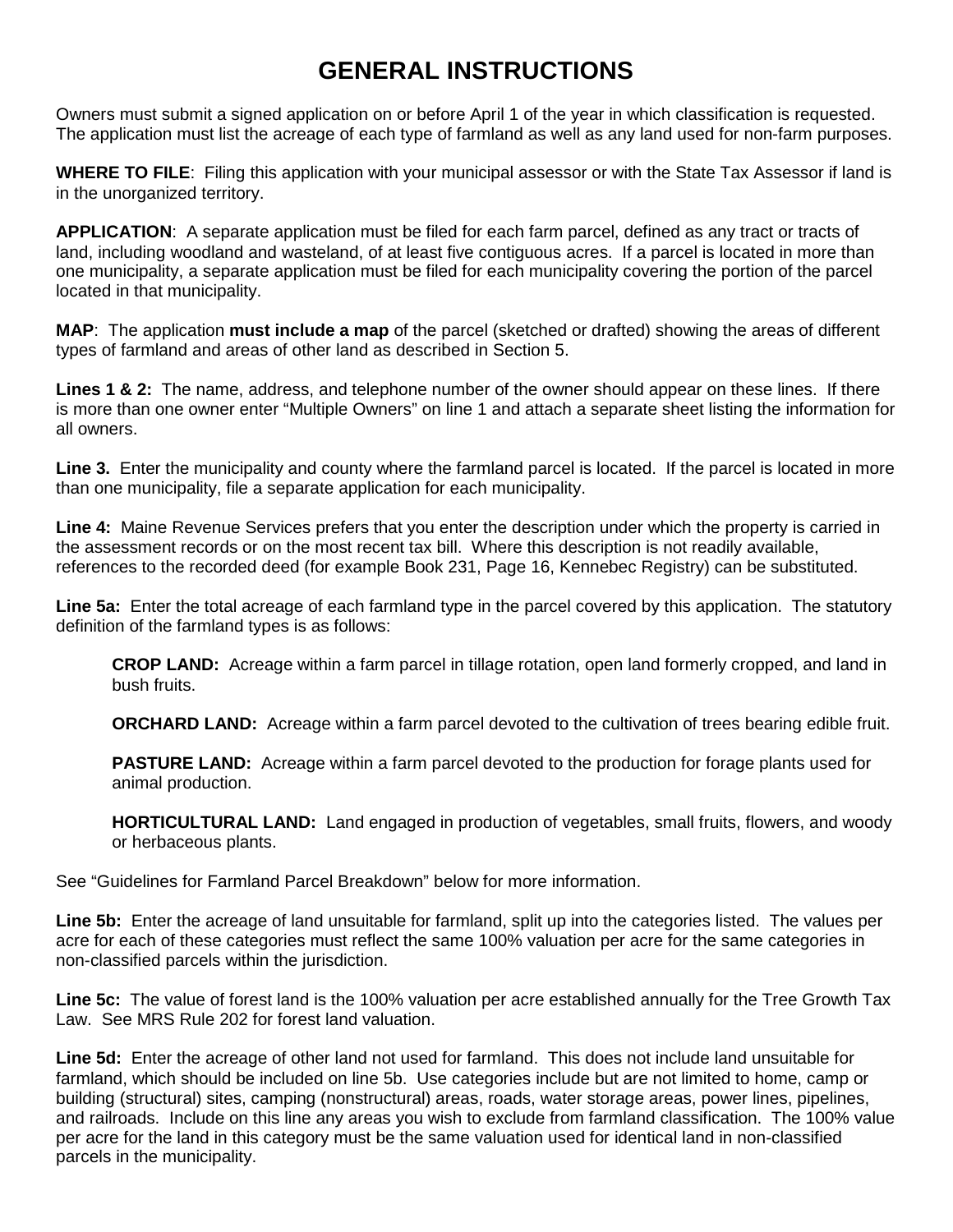# GENERAL INSTRUCTIONS

Owners must submit a signed application on or before April 1 of the year in which classification is requested. The application must list the acreage of each type of farmland as well as any land used for non-farm purposes.

**WHERE TO FILE**: Filing this application with your municipal assessor or with the State Tax Assessor if land is in the unorganized territory.

**APPLICATION**: A separate application must be filed for each farm parcel, defined as any tract or tracts of land, including woodland and wasteland, of at least five contiguous acres. If a parcel is located in more than one municipality, a separate application must be filed for each municipality covering the portion of the parcel located in that municipality.

**MAP**: The application **must include a map** of the parcel (sketched or drafted) showing the areas of different types of farmland and areas of other land as described in Section 5.

**Lines 1 & 2:** The name, address, and telephone number of the owner should appear on these lines. If there is more than one owner enter "Multiple Owners" on line 1 and attach a separate sheet listing the information for all owners.

**Line 3.** Enter the municipality and county where the farmland parcel is located. If the parcel is located in more than one municipality, file a separate application for each municipality.

**Line 4:** Maine Revenue Services prefers that you enter the description under which the property is carried in the assessment records or on the most recent tax bill. Where this description is not readily available, references to the recorded deed (for example Book 231, Page 16, Kennebec Registry) can be substituted.

**Line 5a:** Enter the total acreage of each farmland type in the parcel covered by this application. The statutory definition of the farmland types is as follows:

> **CROP LAND:** Acreage within a farm parcel in tillage rotation, open land formerly cropped, and land in bush fruits.
>
> **ORCHARD LAND:** Acreage within a farm parcel devoted to the cultivation of trees bearing edible fruit.
>
> **PASTURE LAND:** Acreage within a farm parcel devoted to the production for forage plants used for animal production.
>
> **HORTICULTURAL LAND:** Land engaged in production of vegetables, small fruits, flowers, and woody or herbaceous plants.

See "Guidelines for Farmland Parcel Breakdown" below for more information.

**Line 5b:** Enter the acreage of land unsuitable for farmland, split up into the categories listed. The values per acre for each of these categories must reflect the same 100% valuation per acre for the same categories in non-classified parcels within the jurisdiction.

**Line 5c:** The value of forest land is the 100% valuation per acre established annually for the Tree Growth Tax Law. See MRS Rule 202 for forest land valuation.

**Line 5d:** Enter the acreage of other land not used for farmland. This does not include land unsuitable for farmland, which should be included on line 5b. Use categories include but are not limited to home, camp or building (structural) sites, camping (nonstructural) areas, roads, water storage areas, power lines, pipelines, and railroads. Include on this line any areas you wish to exclude from farmland classification. The 100% value per acre for the land in this category must be the same valuation used for identical land in non-classified parcels in the municipality.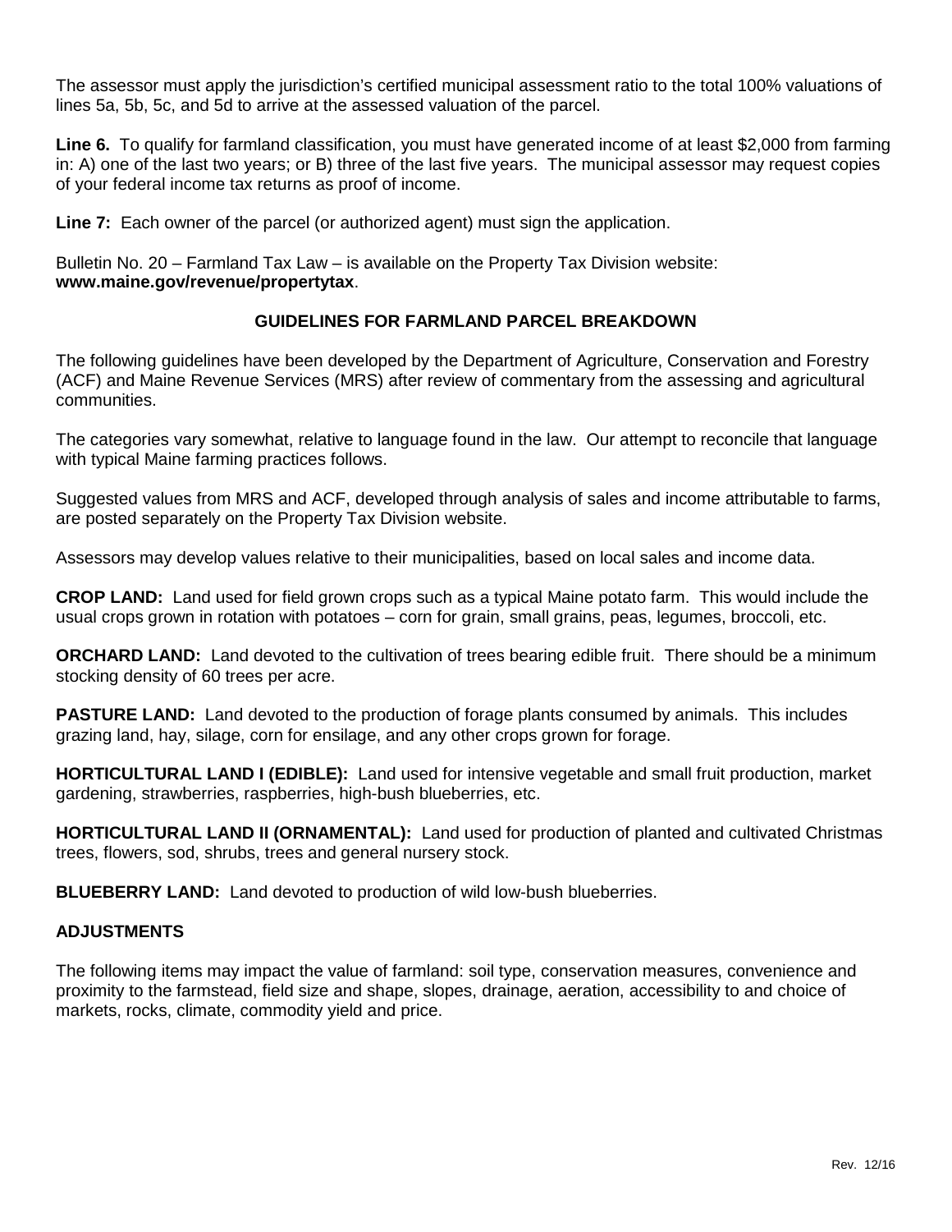The assessor must apply the jurisdiction's certified municipal assessment ratio to the total 100% valuations of lines 5a, 5b, 5c, and 5d to arrive at the assessed valuation of the parcel.

**Line 6.** To qualify for farmland classification, you must have generated income of at least $2,000 from farming in: A) one of the last two years; or B) three of the last five years. The municipal assessor may request copies of your federal income tax returns as proof of income.

**Line 7:** Each owner of the parcel (or authorized agent) must sign the application.

Bulletin No. 20 – Farmland Tax Law – is available on the Property Tax Division website: **www.maine.gov/revenue/propertytax**.

## GUIDELINES FOR FARMLAND PARCEL BREAKDOWN

The following guidelines have been developed by the Department of Agriculture, Conservation and Forestry (ACF) and Maine Revenue Services (MRS) after review of commentary from the assessing and agricultural communities.

The categories vary somewhat, relative to language found in the law. Our attempt to reconcile that language with typical Maine farming practices follows.

Suggested values from MRS and ACF, developed through analysis of sales and income attributable to farms, are posted separately on the Property Tax Division website.

Assessors may develop values relative to their municipalities, based on local sales and income data.

**CROP LAND:** Land used for field grown crops such as a typical Maine potato farm. This would include the usual crops grown in rotation with potatoes – corn for grain, small grains, peas, legumes, broccoli, etc.

**ORCHARD LAND:** Land devoted to the cultivation of trees bearing edible fruit. There should be a minimum stocking density of 60 trees per acre.

**PASTURE LAND:** Land devoted to the production of forage plants consumed by animals. This includes grazing land, hay, silage, corn for ensilage, and any other crops grown for forage.

**HORTICULTURAL LAND I (EDIBLE):** Land used for intensive vegetable and small fruit production, market gardening, strawberries, raspberries, high-bush blueberries, etc.

**HORTICULTURAL LAND II (ORNAMENTAL):** Land used for production of planted and cultivated Christmas trees, flowers, sod, shrubs, trees and general nursery stock.

**BLUEBERRY LAND:** Land devoted to production of wild low-bush blueberries.

### ADJUSTMENTS

The following items may impact the value of farmland: soil type, conservation measures, convenience and proximity to the farmstead, field size and shape, slopes, drainage, aeration, accessibility to and choice of markets, rocks, climate, commodity yield and price.

Rev. 12/16